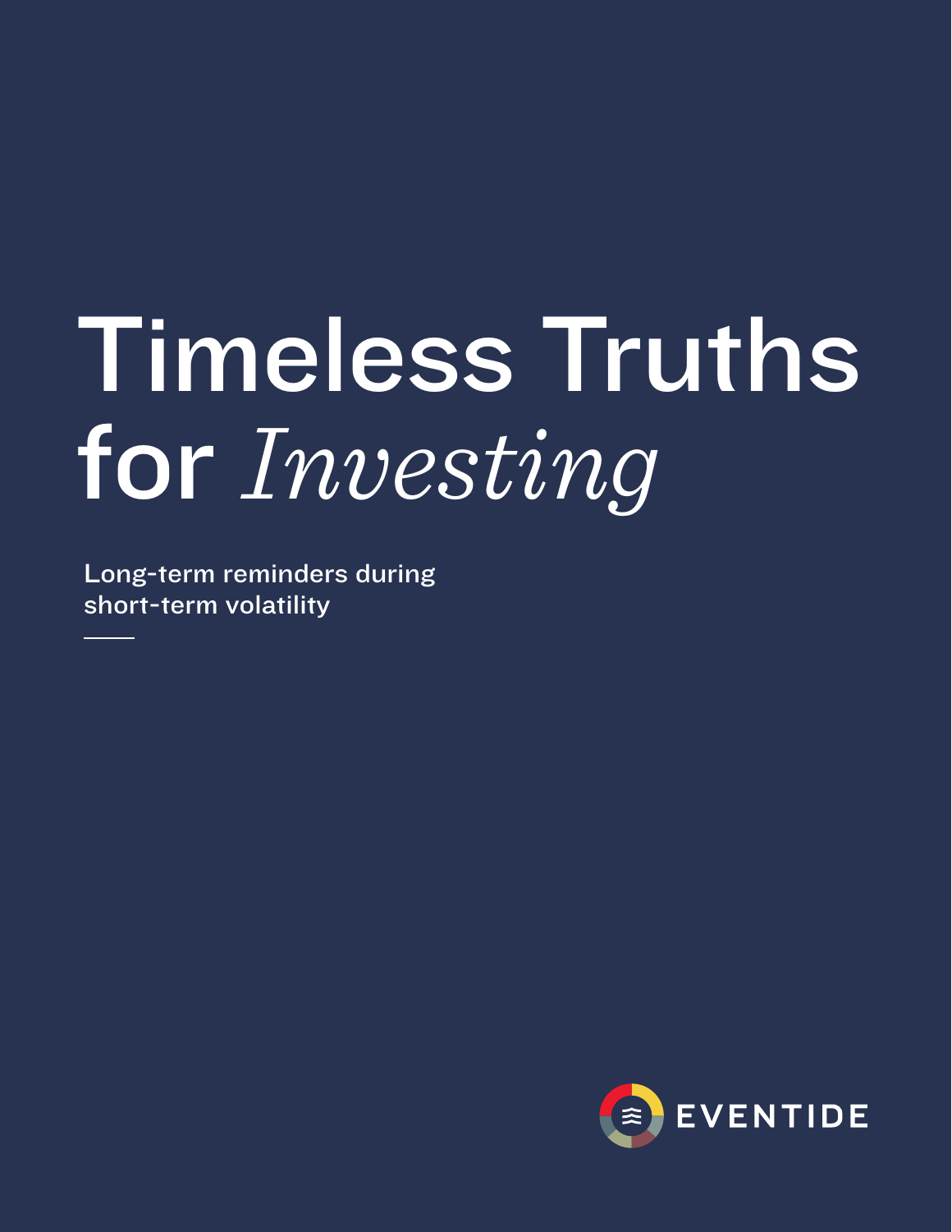# Timeless Truths for *Investing*

Long-term reminders during short-term volatility

EVENTIDE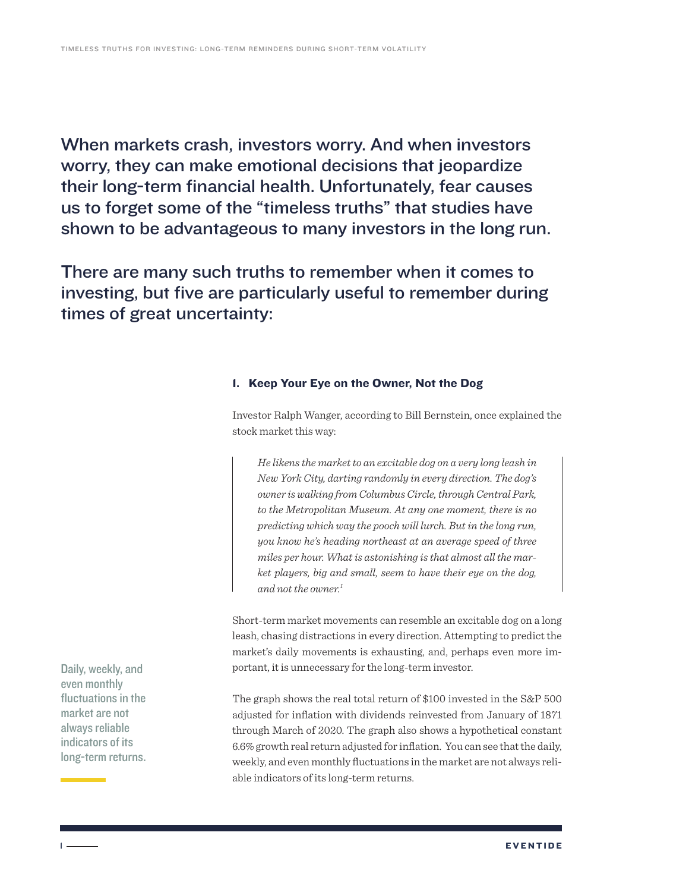When markets crash, investors worry. And when investors worry, they can make emotional decisions that jeopardize their long-term financial health. Unfortunately, fear causes us to forget some of the "timeless truths" that studies have shown to be advantageous to many investors in the long run.

There are many such truths to remember when it comes to investing, but five are particularly useful to remember during times of great uncertainty:

### 1. Keep Your Eye on the Owner, Not the Dog

Investor Ralph Wanger, according to Bill Bernstein, once explained the stock market this way:

> *He likens the market to an excitable dog on a very long leash in New York City, darting randomly in every direction. The dog's owner is walking from Columbus Circle, through Central Park, to the Metropolitan Museum. At any one moment, there is no predicting which way the pooch will lurch. But in the long run, you know he's heading northeast at an average speed of three miles per hour. What is astonishing is that almost all the market players, big and small, seem to have their eye on the dog, and not the owner.*[1]

Short-term market movements can resemble an excitable dog on a long leash, chasing distractions in every direction. Attempting to predict the market's daily movements is exhausting, and, perhaps even more important, it is unnecessary for the long-term investor.

Daily, weekly, and even monthly fluctuations in the market are not always reliable indicators of its long-term returns.

The graph shows the real total return of $100 invested in the S&P 500 adjusted for inflation with dividends reinvested from January of 1871 through March of 2020. The graph also shows a hypothetical constant 6.6% growth real return adjusted for inflation. You can see that the daily, weekly, and even monthly fluctuations in the market are not always reliable indicators of its long-term returns.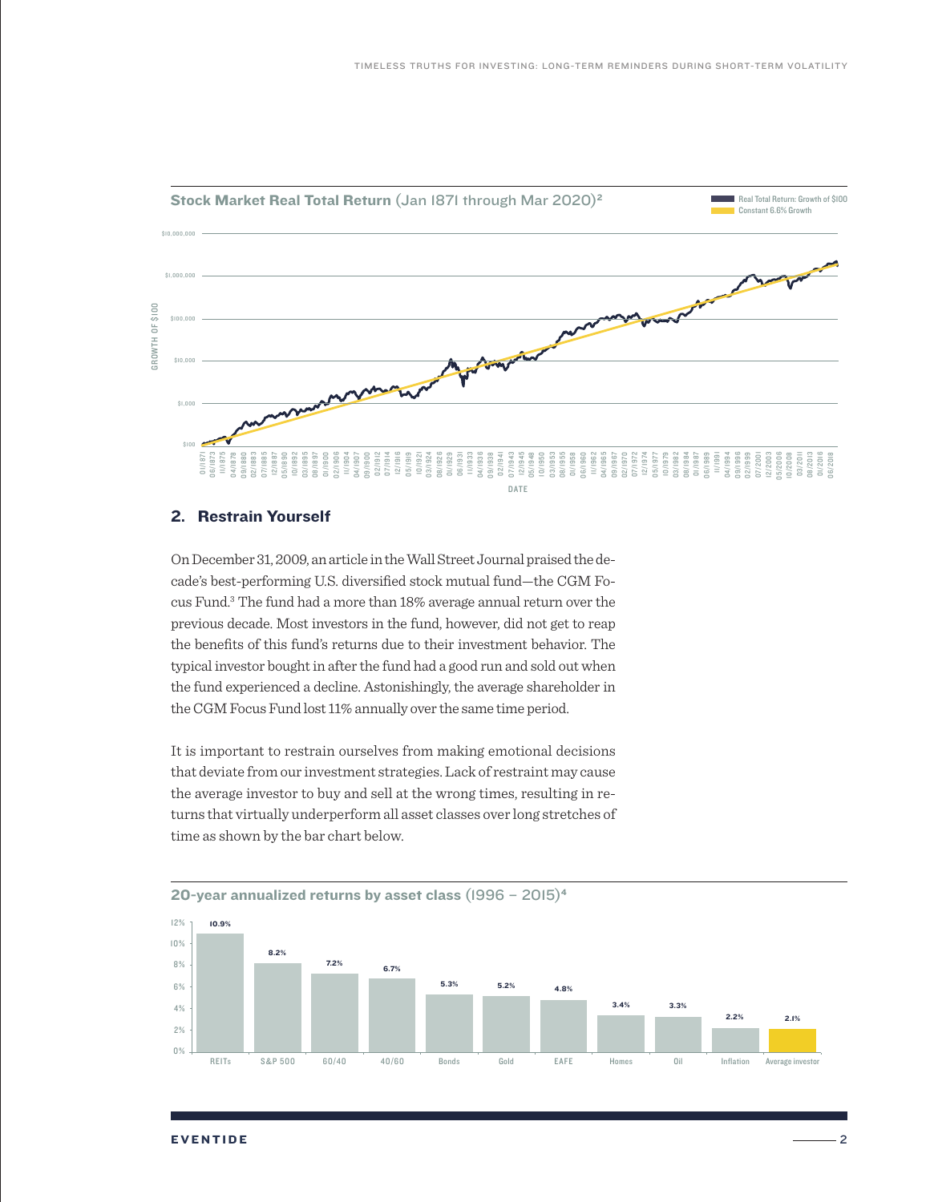**Stock Market Real Total Return** (Jan 1871 through Mar 2020)[2]

## 2. Restrain Yourself

On December 31, 2009, an article in the Wall Street Journal praised the decade's best-performing U.S. diversified stock mutual fund—the CGM Focus Fund.[3] The fund had a more than 18% average annual return over the previous decade. Most investors in the fund, however, did not get to reap the benefits of this fund's returns due to their investment behavior. The typical investor bought in after the fund had a good run and sold out when the fund experienced a decline. Astonishingly, the average shareholder in the CGM Focus Fund lost 11% annually over the same time period.

It is important to restrain ourselves from making emotional decisions that deviate from our investment strategies. Lack of restraint may cause the average investor to buy and sell at the wrong times, resulting in returns that virtually underperform all asset classes over long stretches of time as shown by the bar chart below.

**20-year annualized returns by asset class** (1996 – 2015)[4]

| REITs | S&P 500 | 60/40 | 40/60 | Bonds | Gold | EAFE | Homes | Oil | Inflation | Average investor |
|---|---|---|---|---|---|---|---|---|---|---|
| 10.9% | 8.2% | 7.2% | 6.7% | 5.3% | 5.2% | 4.8% | 3.4% | 3.3% | 2.2% | 2.1% |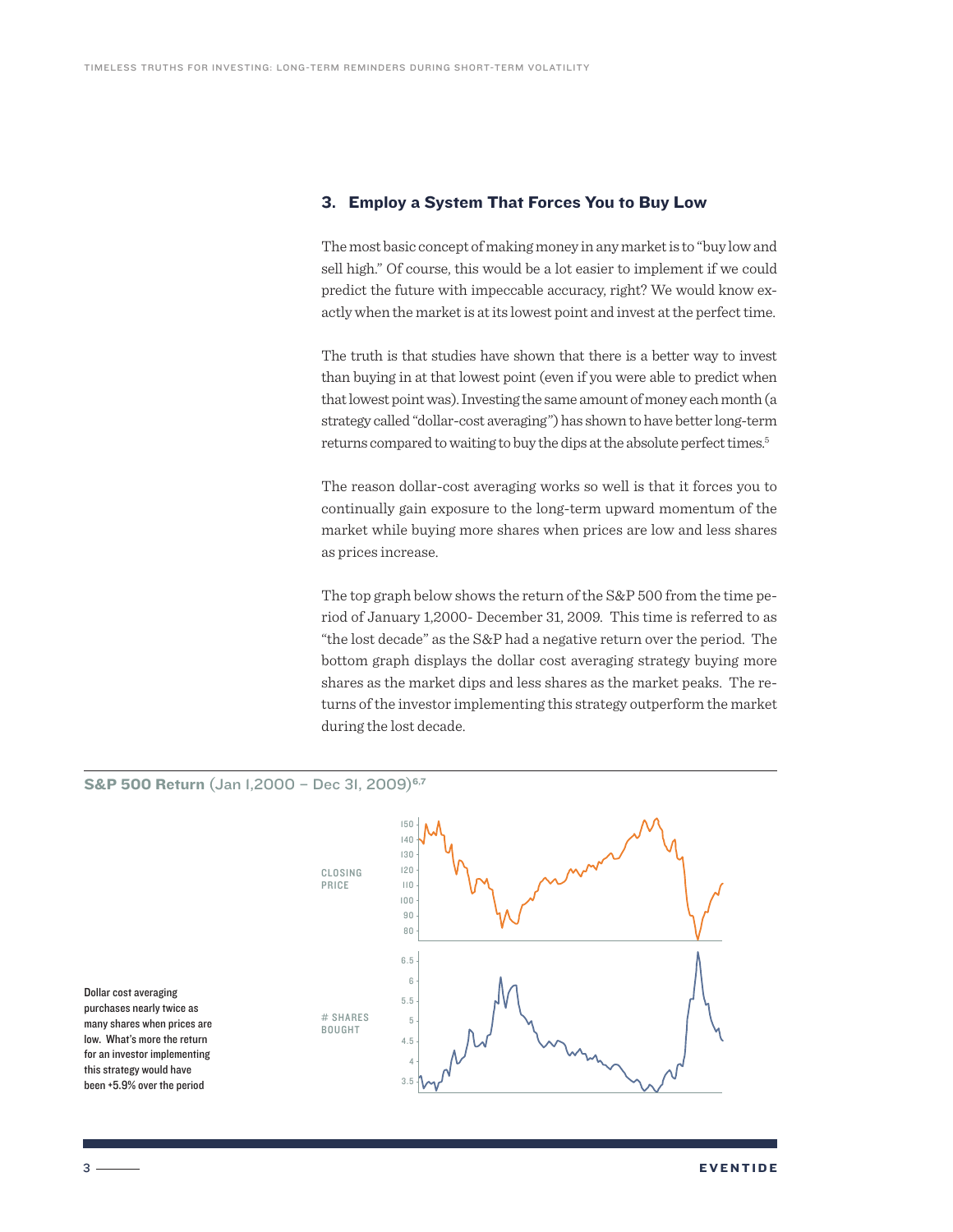### 3. Employ a System That Forces You to Buy Low

The most basic concept of making money in any market is to "buy low and sell high." Of course, this would be a lot easier to implement if we could predict the future with impeccable accuracy, right? We would know exactly when the market is at its lowest point and invest at the perfect time.

The truth is that studies have shown that there is a better way to invest than buying in at that lowest point (even if you were able to predict when that lowest point was). Investing the same amount of money each month (a strategy called "dollar-cost averaging") has shown to have better long-term returns compared to waiting to buy the dips at the absolute perfect times.[5]

The reason dollar-cost averaging works so well is that it forces you to continually gain exposure to the long-term upward momentum of the market while buying more shares when prices are low and less shares as prices increase.

The top graph below shows the return of the S&P 500 from the time period of January 1,2000- December 31, 2009. This time is referred to as "the lost decade" as the S&P had a negative return over the period. The bottom graph displays the dollar cost averaging strategy buying more shares as the market dips and less shares as the market peaks. The returns of the investor implementing this strategy outperform the market during the lost decade.

**S&P 500 Return** (Jan 1,2000 – Dec 31, 2009)[6,7]

CLOSING PRICE

# SHARES BOUGHT

Dollar cost averaging purchases nearly twice as many shares when prices are low. What's more the return for an investor implementing this strategy would have been +5.9% over the period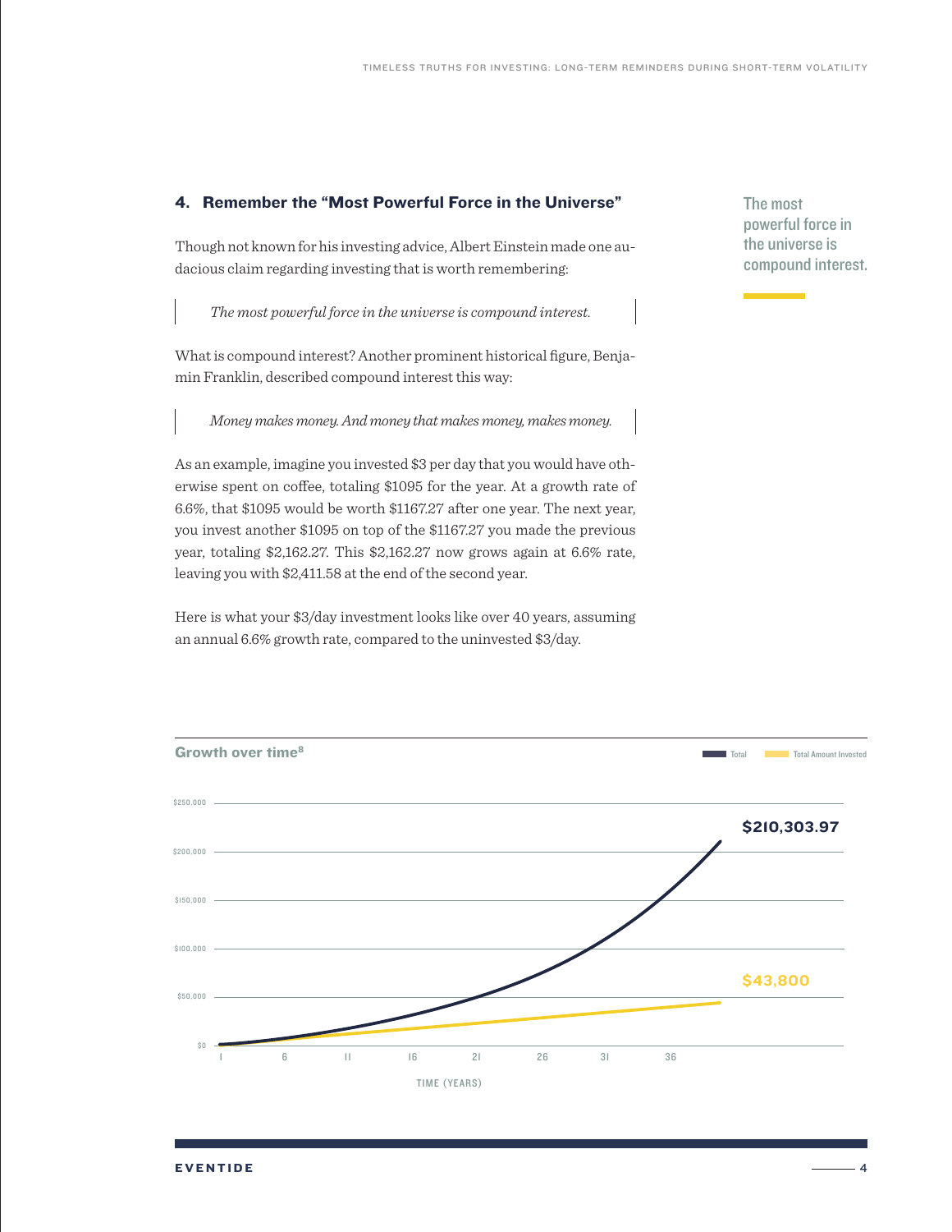## 4. Remember the "Most Powerful Force in the Universe"

Though not known for his investing advice, Albert Einstein made one audacious claim regarding investing that is worth remembering:

> *The most powerful force in the universe is compound interest.*

What is compound interest? Another prominent historical figure, Benjamin Franklin, described compound interest this way:

> *Money makes money. And money that makes money, makes money.*

As an example, imagine you invested $3 per day that you would have otherwise spent on coffee, totaling $1095 for the year. At a growth rate of 6.6%, that $1095 would be worth $1167.27 after one year. The next year, you invest another $1095 on top of the $1167.27 you made the previous year, totaling $2,162.27. This $2,162.27 now grows again at 6.6% rate, leaving you with $2,411.58 at the end of the second year.

Here is what your $3/day investment looks like over 40 years, assuming an annual 6.6% growth rate, compared to the uninvested $3/day.

The most powerful force in the universe is compound interest.

**Growth over time**[8]

Total | Total Amount Invested

$250,000
$200,000
$150,000
$100,000
$50,000
$0

1 6 11 16 21 26 31 36

TIME (YEARS)

**$210,303.97**

**$43,800**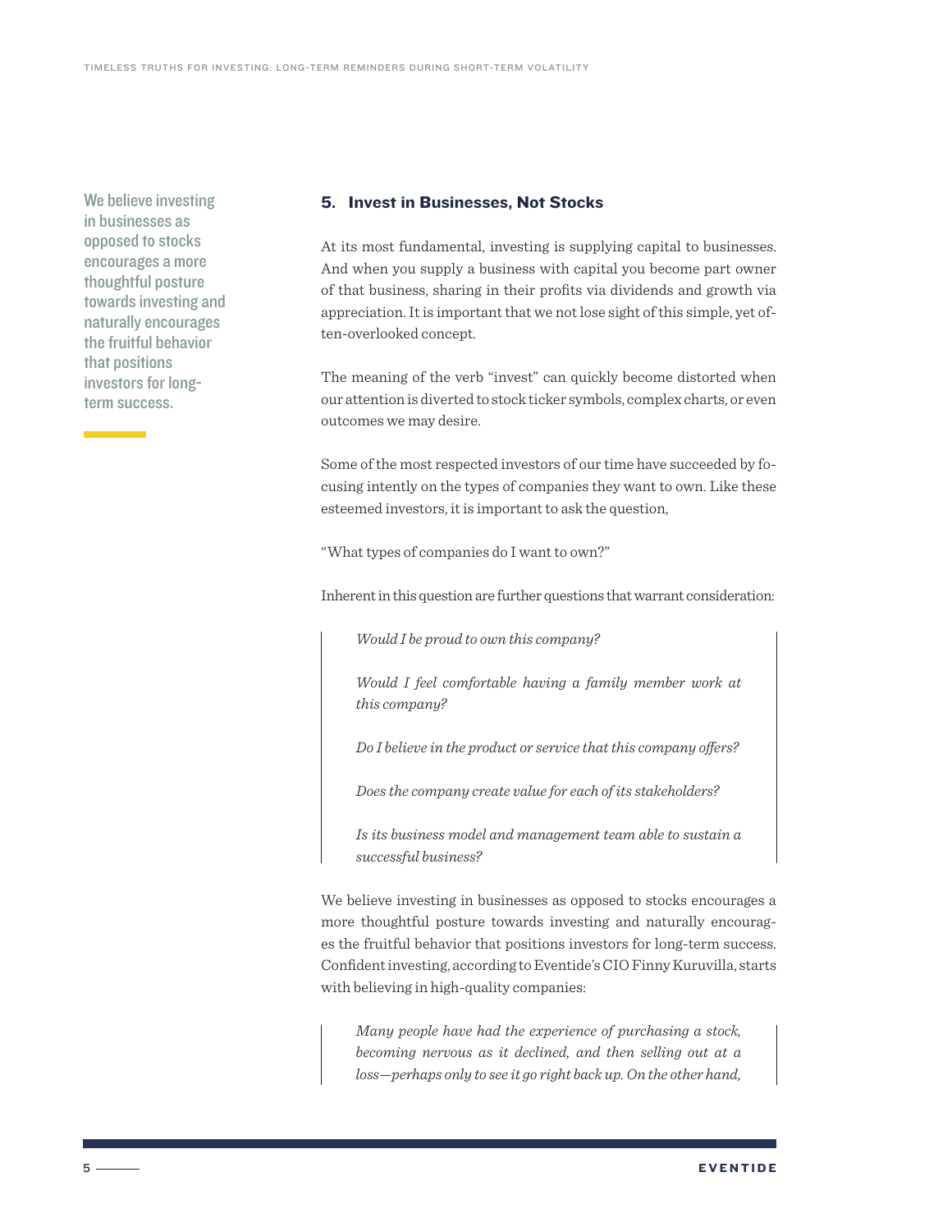We believe investing in businesses as opposed to stocks encourages a more thoughtful posture towards investing and naturally encourages the fruitful behavior that positions investors for long-term success.

### 5. Invest in Businesses, Not Stocks

At its most fundamental, investing is supplying capital to businesses. And when you supply a business with capital you become part owner of that business, sharing in their profits via dividends and growth via appreciation. It is important that we not lose sight of this simple, yet often-overlooked concept.

The meaning of the verb "invest" can quickly become distorted when our attention is diverted to stock ticker symbols, complex charts, or even outcomes we may desire.

Some of the most respected investors of our time have succeeded by focusing intently on the types of companies they want to own. Like these esteemed investors, it is important to ask the question,

"What types of companies do I want to own?"

Inherent in this question are further questions that warrant consideration:

> *Would I be proud to own this company?*
>
> *Would I feel comfortable having a family member work at this company?*
>
> *Do I believe in the product or service that this company offers?*
>
> *Does the company create value for each of its stakeholders?*
>
> *Is its business model and management team able to sustain a successful business?*

We believe investing in businesses as opposed to stocks encourages a more thoughtful posture towards investing and naturally encourages the fruitful behavior that positions investors for long-term success. Confident investing, according to Eventide's CIO Finny Kuruvilla, starts with believing in high-quality companies:

> *Many people have had the experience of purchasing a stock, becoming nervous as it declined, and then selling out at a loss—perhaps only to see it go right back up. On the other hand,*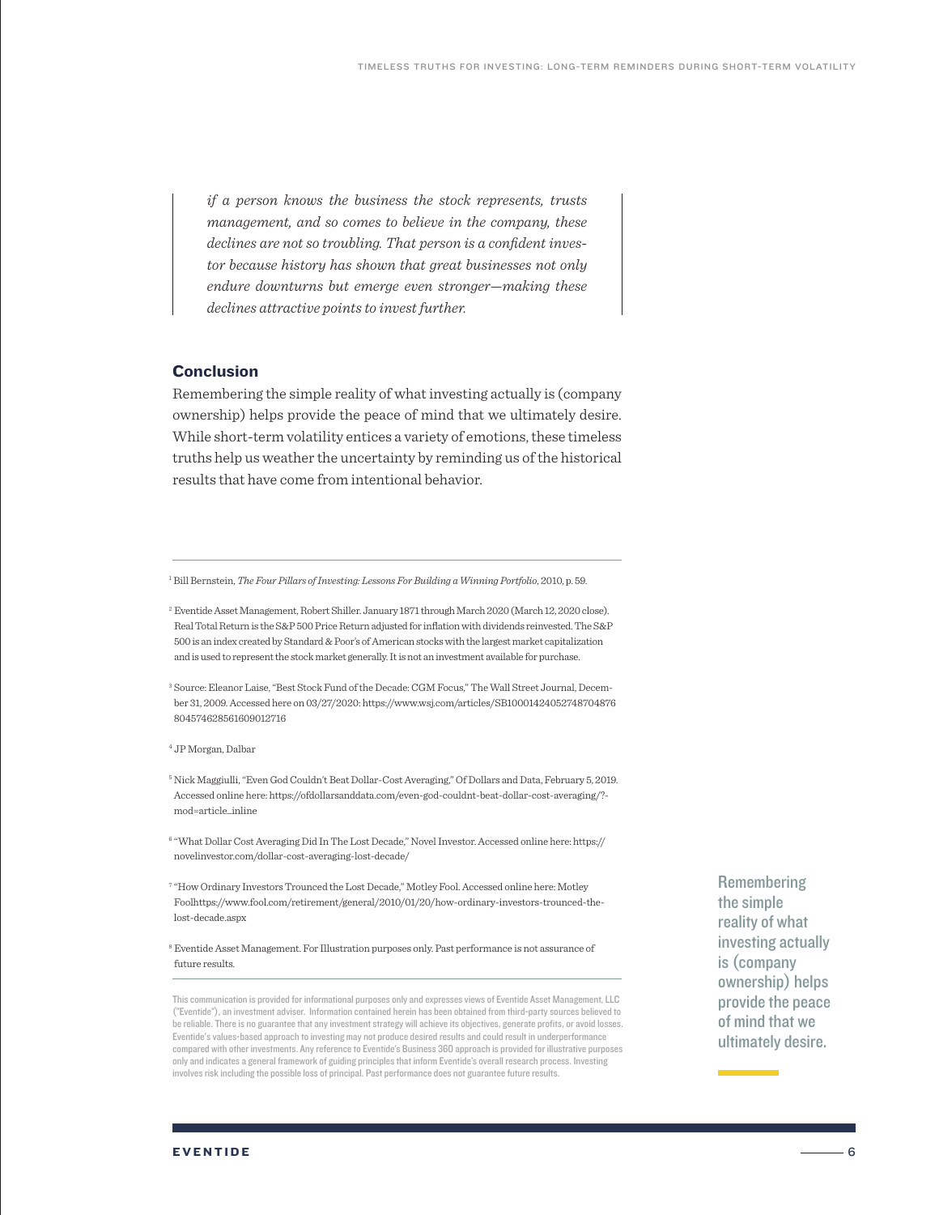> *if a person knows the business the stock represents, trusts management, and so comes to believe in the company, these declines are not so troubling. That person is a confident investor because history has shown that great businesses not only endure downturns but emerge even stronger—making these declines attractive points to invest further.*

## Conclusion

Remembering the simple reality of what investing actually is (company ownership) helps provide the peace of mind that we ultimately desire. While short-term volatility entices a variety of emotions, these timeless truths help us weather the uncertainty by reminding us of the historical results that have come from intentional behavior.

> Remembering the simple reality of what investing actually is (company ownership) helps provide the peace of mind that we ultimately desire.

---

[1] Bill Bernstein, *The Four Pillars of Investing: Lessons For Building a Winning Portfolio*, 2010, p. 59.

[2] Eventide Asset Management, Robert Shiller. January 1871 through March 2020 (March 12, 2020 close). Real Total Return is the S&P 500 Price Return adjusted for inflation with dividends reinvested. The S&P 500 is an index created by Standard & Poor's of American stocks with the largest market capitalization and is used to represent the stock market generally. It is not an investment available for purchase.

[3] Source: Eleanor Laise, "Best Stock Fund of the Decade: CGM Focus," The Wall Street Journal, December 31, 2009. Accessed here on 03/27/2020: https://www.wsj.com/articles/SB10001424052748704876804574628561609012716

[4] JP Morgan, Dalbar

[5] Nick Maggiulli, "Even God Couldn't Beat Dollar-Cost Averaging," Of Dollars and Data, February 5, 2019. Accessed online here: https://ofdollarsanddata.com/even-god-couldnt-beat-dollar-cost-averaging/?mod=article_inline

[6] "What Dollar Cost Averaging Did In The Lost Decade," Novel Investor. Accessed online here: https://novelinvestor.com/dollar-cost-averaging-lost-decade/

[7] "How Ordinary Investors Trounced the Lost Decade," Motley Fool. Accessed online here: Motley Foolhttps://www.fool.com/retirement/general/2010/01/20/how-ordinary-investors-trounced-the-lost-decade.aspx

[8] Eventide Asset Management. For Illustration purposes only. Past performance is not assurance of future results.

---

This communication is provided for informational purposes only and expresses views of Eventide Asset Management, LLC ("Eventide"), an investment adviser. Information contained herein has been obtained from third-party sources believed to be reliable. There is no guarantee that any investment strategy will achieve its objectives, generate profits, or avoid losses. Eventide's values-based approach to investing may not produce desired results and could result in underperformance compared with other investments. Any reference to Eventide's Business 360 approach is provided for illustrative purposes only and indicates a general framework of guiding principles that inform Eventide's overall research process. Investing involves risk including the possible loss of principal. Past performance does not guarantee future results.